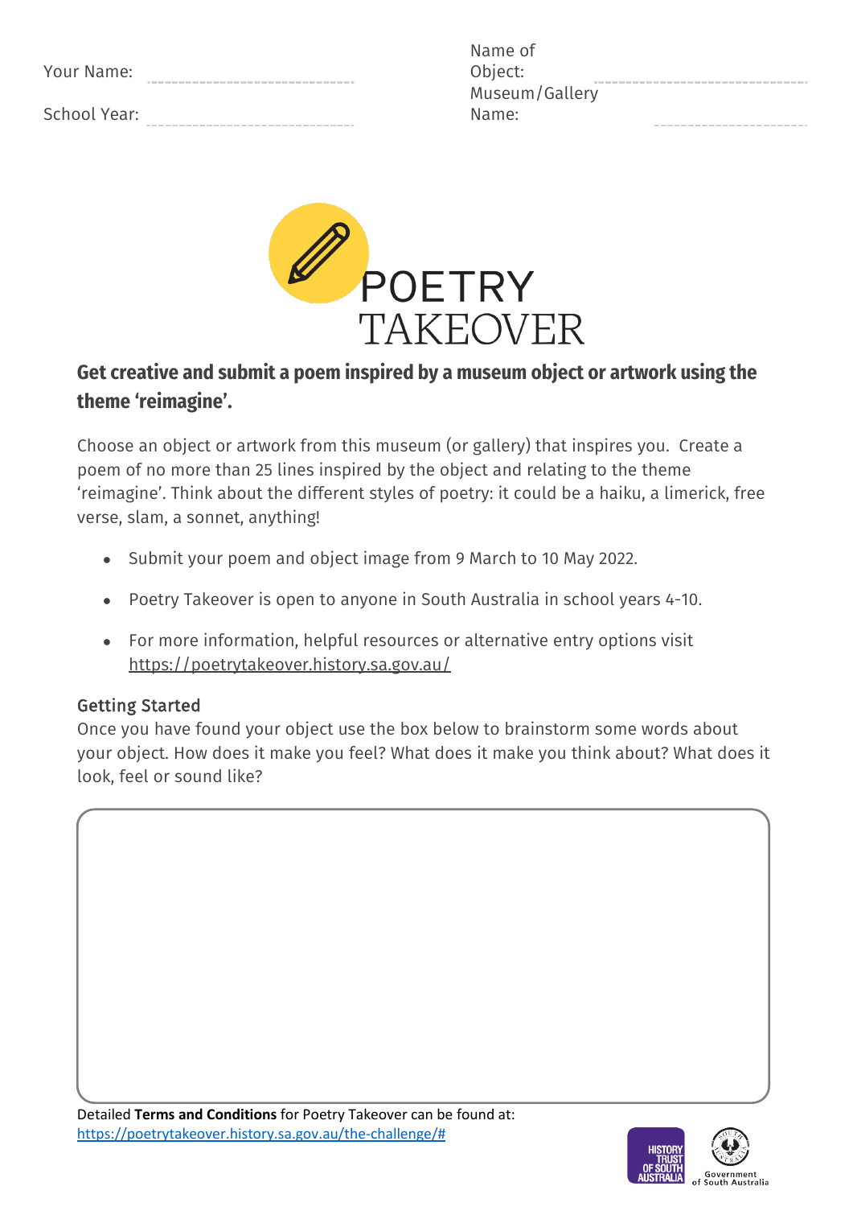Your Name: ______________________________

School Year: ______________________________

Name of Object: ______________________________

Museum/Gallery Name: ______________________

# POETRY TAKEOVER

**Get creative and submit a poem inspired by a museum object or artwork using the theme 'reimagine'.**

Choose an object or artwork from this museum (or gallery) that inspires you. Create a poem of no more than 25 lines inspired by the object and relating to the theme 'reimagine'. Think about the different styles of poetry: it could be a haiku, a limerick, free verse, slam, a sonnet, anything!

- Submit your poem and object image from 9 March to 10 May 2022.
- Poetry Takeover is open to anyone in South Australia in school years 4-10.
- For more information, helpful resources or alternative entry options visit https://poetrytakeover.history.sa.gov.au/

### Getting Started

Once you have found your object use the box below to brainstorm some words about your object. How does it make you feel? What does it make you think about? What does it look, feel or sound like?

Detailed **Terms and Conditions** for Poetry Takeover can be found at: https://poetrytakeover.history.sa.gov.au/the-challenge/#

History Trust of South Australia

Government of South Australia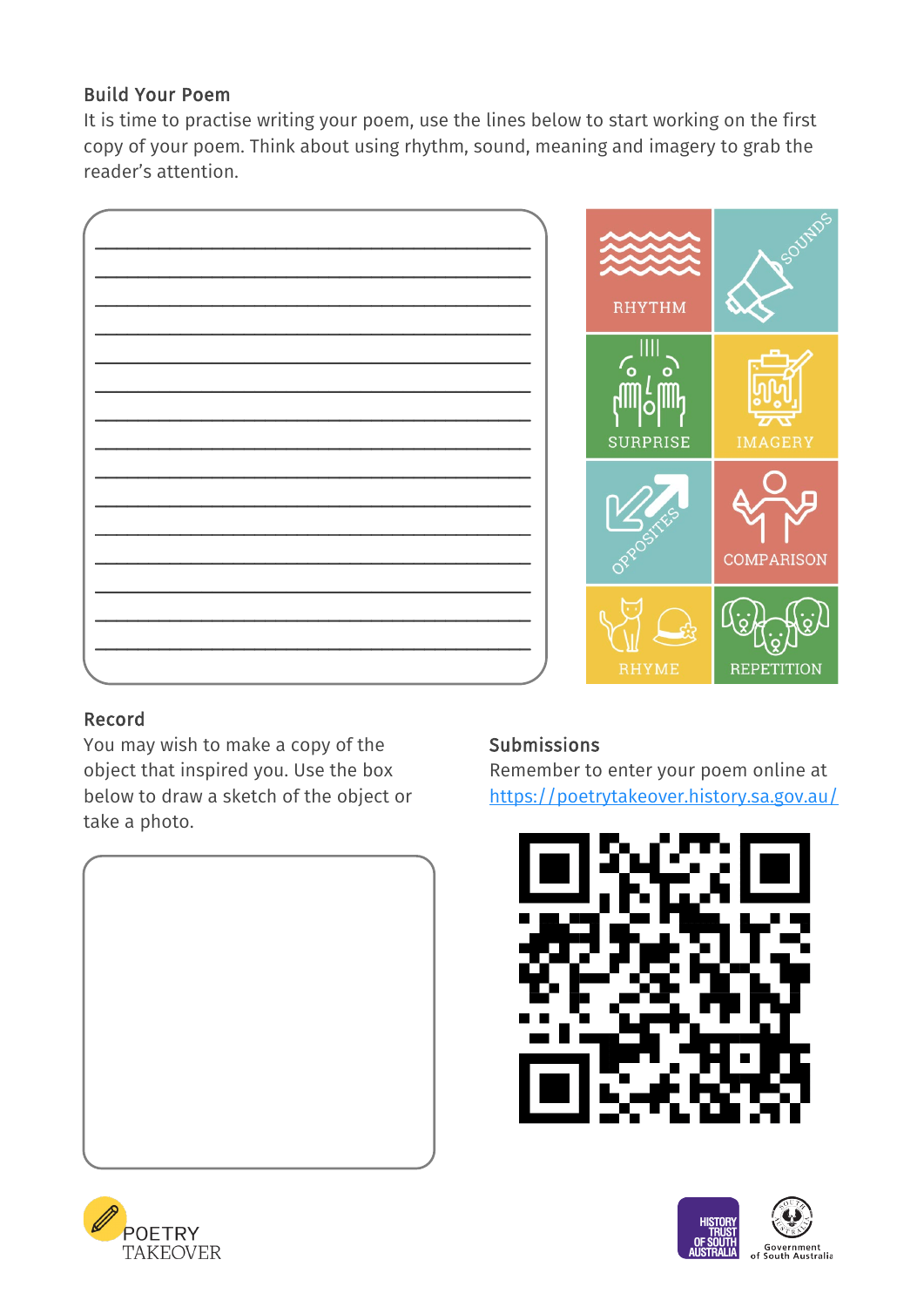## Build Your Poem

It is time to practise writing your poem, use the lines below to start working on the first copy of your poem. Think about using rhythm, sound, meaning and imagery to grab the reader's attention.

RHYTHM

SOUNDS

SURPRISE

IMAGERY

OPPOSITES

COMPARISON

RHYME

REPETITION

## Record

You may wish to make a copy of the object that inspired you. Use the box below to draw a sketch of the object or take a photo.

## Submissions

Remember to enter your poem online at https://poetrytakeover.history.sa.gov.au/

POETRY TAKEOVER

HISTORY TRUST OF SOUTH AUSTRALIA

Government of South Australia